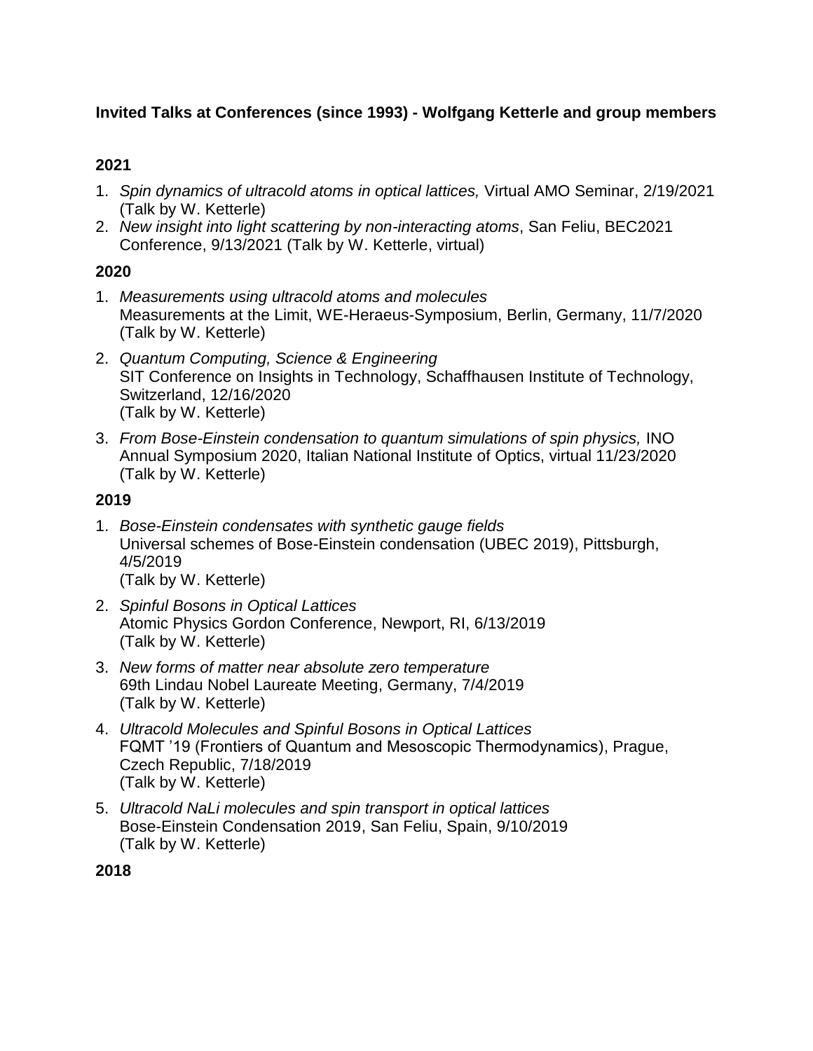**Invited Talks at Conferences (since 1993) - Wolfgang Ketterle and group members**

**2021**

1. *Spin dynamics of ultracold atoms in optical lattices,* Virtual AMO Seminar, 2/19/2021 (Talk by W. Ketterle)
2. *New insight into light scattering by non-interacting atoms*, San Feliu, BEC2021 Conference, 9/13/2021 (Talk by W. Ketterle, virtual)

**2020**

1. *Measurements using ultracold atoms and molecules*
   Measurements at the Limit, WE-Heraeus-Symposium, Berlin, Germany, 11/7/2020
   (Talk by W. Ketterle)
2. *Quantum Computing, Science & Engineering*
   SIT Conference on Insights in Technology, Schaffhausen Institute of Technology, Switzerland, 12/16/2020
   (Talk by W. Ketterle)
3. *From Bose-Einstein condensation to quantum simulations of spin physics,* INO Annual Symposium 2020, Italian National Institute of Optics, virtual 11/23/2020
   (Talk by W. Ketterle)

**2019**

1. *Bose-Einstein condensates with synthetic gauge fields*
   Universal schemes of Bose-Einstein condensation (UBEC 2019), Pittsburgh, 4/5/2019
   (Talk by W. Ketterle)
2. *Spinful Bosons in Optical Lattices*
   Atomic Physics Gordon Conference, Newport, RI, 6/13/2019
   (Talk by W. Ketterle)
3. *New forms of matter near absolute zero temperature*
   69th Lindau Nobel Laureate Meeting, Germany, 7/4/2019
   (Talk by W. Ketterle)
4. *Ultracold Molecules and Spinful Bosons in Optical Lattices*
   FQMT '19 (Frontiers of Quantum and Mesoscopic Thermodynamics), Prague, Czech Republic, 7/18/2019
   (Talk by W. Ketterle)
5. *Ultracold NaLi molecules and spin transport in optical lattices*
   Bose-Einstein Condensation 2019, San Feliu, Spain, 9/10/2019
   (Talk by W. Ketterle)

**2018**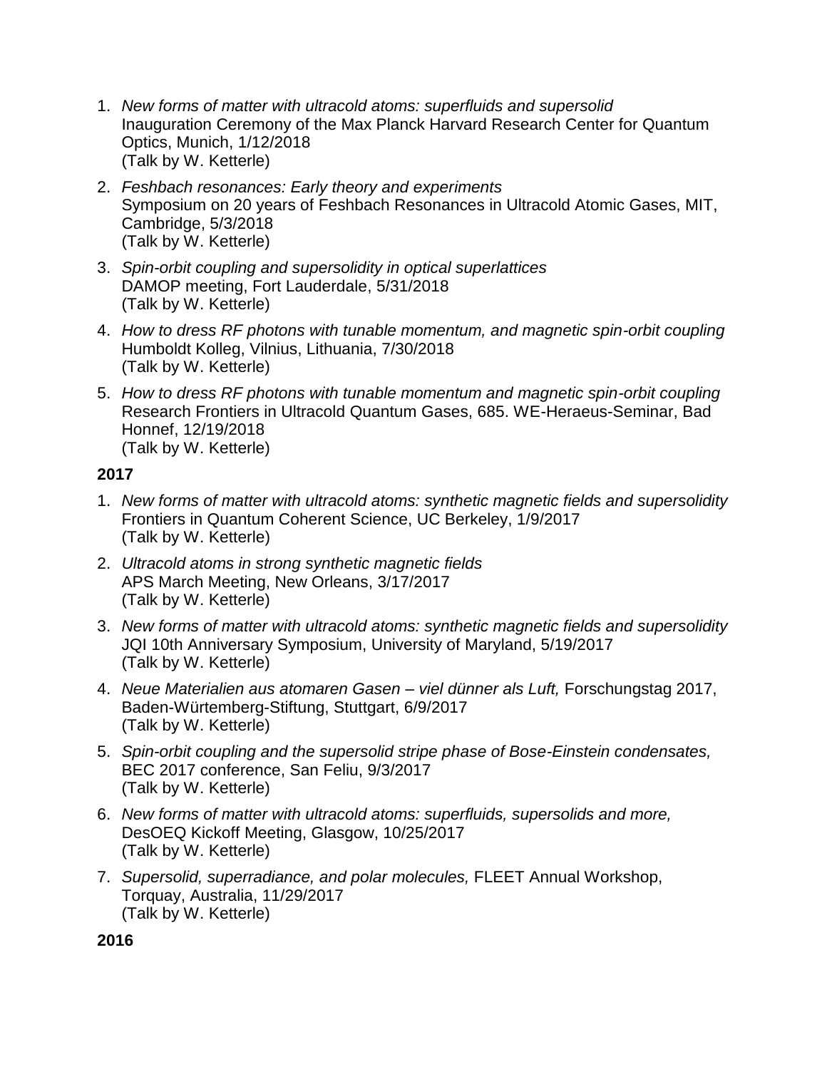1. *New forms of matter with ultracold atoms: superfluids and supersolid*
   Inauguration Ceremony of the Max Planck Harvard Research Center for Quantum Optics, Munich, 1/12/2018
   (Talk by W. Ketterle)
2. *Feshbach resonances: Early theory and experiments*
   Symposium on 20 years of Feshbach Resonances in Ultracold Atomic Gases, MIT, Cambridge, 5/3/2018
   (Talk by W. Ketterle)
3. *Spin-orbit coupling and supersolidity in optical superlattices*
   DAMOP meeting, Fort Lauderdale, 5/31/2018
   (Talk by W. Ketterle)
4. *How to dress RF photons with tunable momentum, and magnetic spin-orbit coupling*
   Humboldt Kolleg, Vilnius, Lithuania, 7/30/2018
   (Talk by W. Ketterle)
5. *How to dress RF photons with tunable momentum and magnetic spin-orbit coupling*
   Research Frontiers in Ultracold Quantum Gases, 685. WE-Heraeus-Seminar, Bad Honnef, 12/19/2018
   (Talk by W. Ketterle)

**2017**

1. *New forms of matter with ultracold atoms: synthetic magnetic fields and supersolidity*
   Frontiers in Quantum Coherent Science, UC Berkeley, 1/9/2017
   (Talk by W. Ketterle)
2. *Ultracold atoms in strong synthetic magnetic fields*
   APS March Meeting, New Orleans, 3/17/2017
   (Talk by W. Ketterle)
3. *New forms of matter with ultracold atoms: synthetic magnetic fields and supersolidity*
   JQI 10th Anniversary Symposium, University of Maryland, 5/19/2017
   (Talk by W. Ketterle)
4. *Neue Materialien aus atomaren Gasen – viel dünner als Luft,* Forschungstag 2017, Baden-Würtemberg-Stiftung, Stuttgart, 6/9/2017
   (Talk by W. Ketterle)
5. *Spin-orbit coupling and the supersolid stripe phase of Bose-Einstein condensates,* BEC 2017 conference, San Feliu, 9/3/2017
   (Talk by W. Ketterle)
6. *New forms of matter with ultracold atoms: superfluids, supersolids and more,* DesOEQ Kickoff Meeting, Glasgow, 10/25/2017
   (Talk by W. Ketterle)
7. *Supersolid, superradiance, and polar molecules,* FLEET Annual Workshop, Torquay, Australia, 11/29/2017
   (Talk by W. Ketterle)

**2016**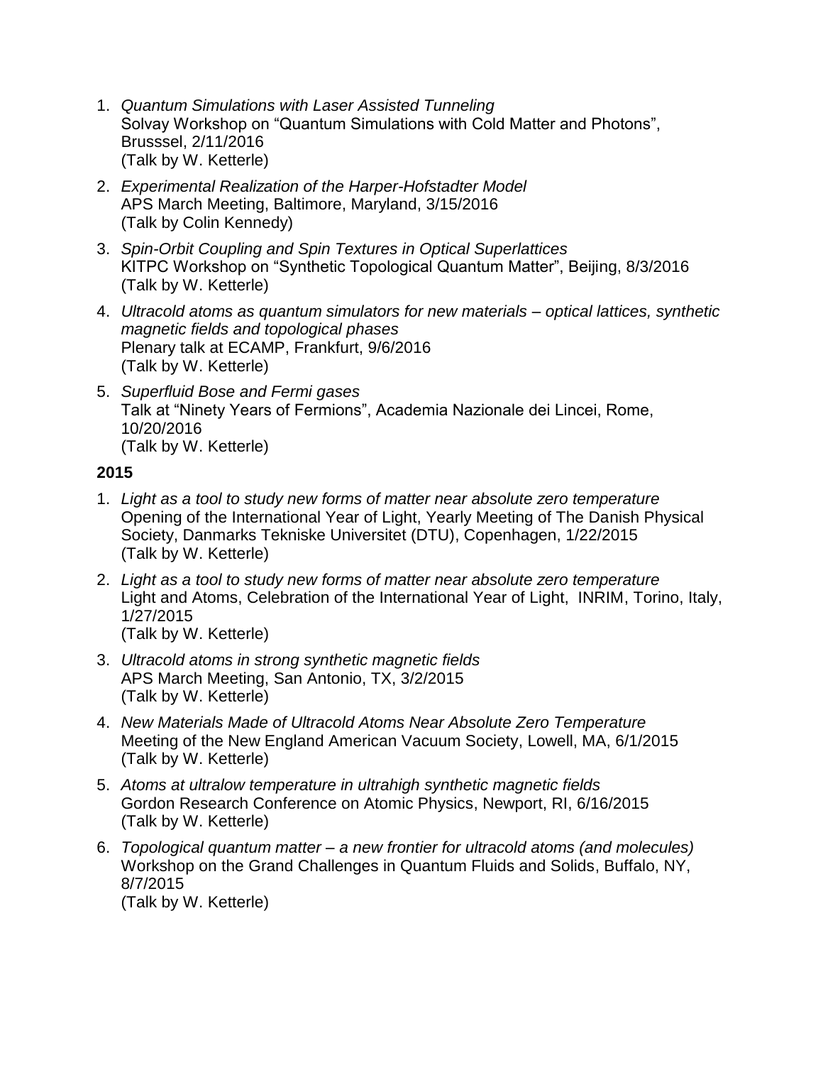1. *Quantum Simulations with Laser Assisted Tunneling*
   Solvay Workshop on “Quantum Simulations with Cold Matter and Photons”, Brusssel, 2/11/2016
   (Talk by W. Ketterle)

2. *Experimental Realization of the Harper-Hofstadter Model*
   APS March Meeting, Baltimore, Maryland, 3/15/2016
   (Talk by Colin Kennedy)

3. *Spin-Orbit Coupling and Spin Textures in Optical Superlattices*
   KITPC Workshop on “Synthetic Topological Quantum Matter”, Beijing, 8/3/2016
   (Talk by W. Ketterle)

4. *Ultracold atoms as quantum simulators for new materials – optical lattices, synthetic magnetic fields and topological phases*
   Plenary talk at ECAMP, Frankfurt, 9/6/2016
   (Talk by W. Ketterle)

5. *Superfluid Bose and Fermi gases*
   Talk at “Ninety Years of Fermions”, Academia Nazionale dei Lincei, Rome, 10/20/2016
   (Talk by W. Ketterle)

**2015**

1. *Light as a tool to study new forms of matter near absolute zero temperature*
   Opening of the International Year of Light, Yearly Meeting of The Danish Physical Society, Danmarks Tekniske Universitet (DTU), Copenhagen, 1/22/2015
   (Talk by W. Ketterle)

2. *Light as a tool to study new forms of matter near absolute zero temperature*
   Light and Atoms, Celebration of the International Year of Light, INRIM, Torino, Italy, 1/27/2015
   (Talk by W. Ketterle)

3. *Ultracold atoms in strong synthetic magnetic fields*
   APS March Meeting, San Antonio, TX, 3/2/2015
   (Talk by W. Ketterle)

4. *New Materials Made of Ultracold Atoms Near Absolute Zero Temperature*
   Meeting of the New England American Vacuum Society, Lowell, MA, 6/1/2015
   (Talk by W. Ketterle)

5. *Atoms at ultralow temperature in ultrahigh synthetic magnetic fields*
   Gordon Research Conference on Atomic Physics, Newport, RI, 6/16/2015
   (Talk by W. Ketterle)

6. *Topological quantum matter – a new frontier for ultracold atoms (and molecules)*
   Workshop on the Grand Challenges in Quantum Fluids and Solids, Buffalo, NY, 8/7/2015
   (Talk by W. Ketterle)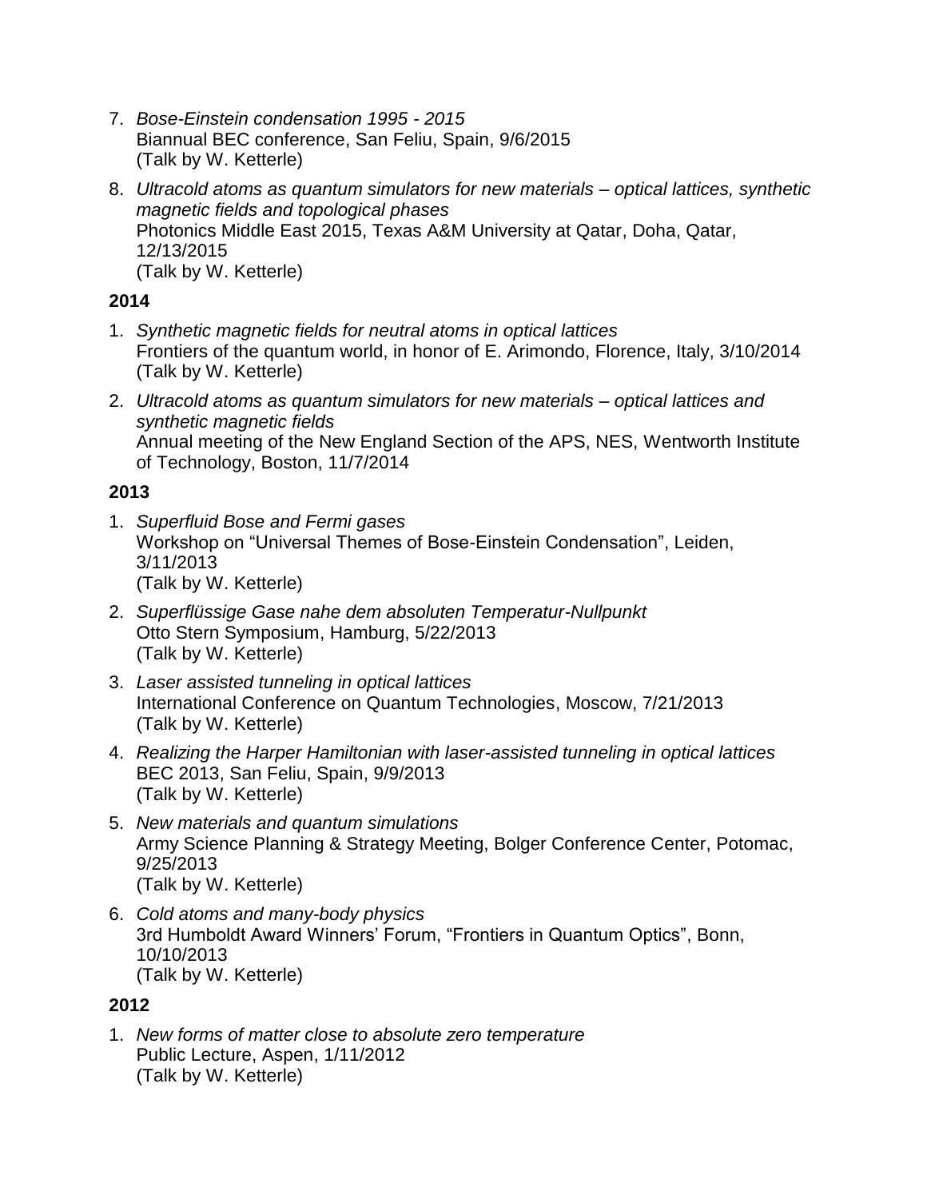7. *Bose-Einstein condensation 1995 - 2015*
   Biannual BEC conference, San Feliu, Spain, 9/6/2015
   (Talk by W. Ketterle)

8. *Ultracold atoms as quantum simulators for new materials – optical lattices, synthetic magnetic fields and topological phases*
   Photonics Middle East 2015, Texas A&M University at Qatar, Doha, Qatar, 12/13/2015
   (Talk by W. Ketterle)

**2014**

1. *Synthetic magnetic fields for neutral atoms in optical lattices*
   Frontiers of the quantum world, in honor of E. Arimondo, Florence, Italy, 3/10/2014
   (Talk by W. Ketterle)

2. *Ultracold atoms as quantum simulators for new materials – optical lattices and synthetic magnetic fields*
   Annual meeting of the New England Section of the APS, NES, Wentworth Institute of Technology, Boston, 11/7/2014

**2013**

1. *Superfluid Bose and Fermi gases*
   Workshop on "Universal Themes of Bose-Einstein Condensation", Leiden, 3/11/2013
   (Talk by W. Ketterle)

2. *Superflüssige Gase nahe dem absoluten Temperatur-Nullpunkt*
   Otto Stern Symposium, Hamburg, 5/22/2013
   (Talk by W. Ketterle)

3. *Laser assisted tunneling in optical lattices*
   International Conference on Quantum Technologies, Moscow, 7/21/2013
   (Talk by W. Ketterle)

4. *Realizing the Harper Hamiltonian with laser-assisted tunneling in optical lattices*
   BEC 2013, San Feliu, Spain, 9/9/2013
   (Talk by W. Ketterle)

5. *New materials and quantum simulations*
   Army Science Planning & Strategy Meeting, Bolger Conference Center, Potomac, 9/25/2013
   (Talk by W. Ketterle)

6. *Cold atoms and many-body physics*
   3rd Humboldt Award Winners' Forum, "Frontiers in Quantum Optics", Bonn, 10/10/2013
   (Talk by W. Ketterle)

**2012**

1. *New forms of matter close to absolute zero temperature*
   Public Lecture, Aspen, 1/11/2012
   (Talk by W. Ketterle)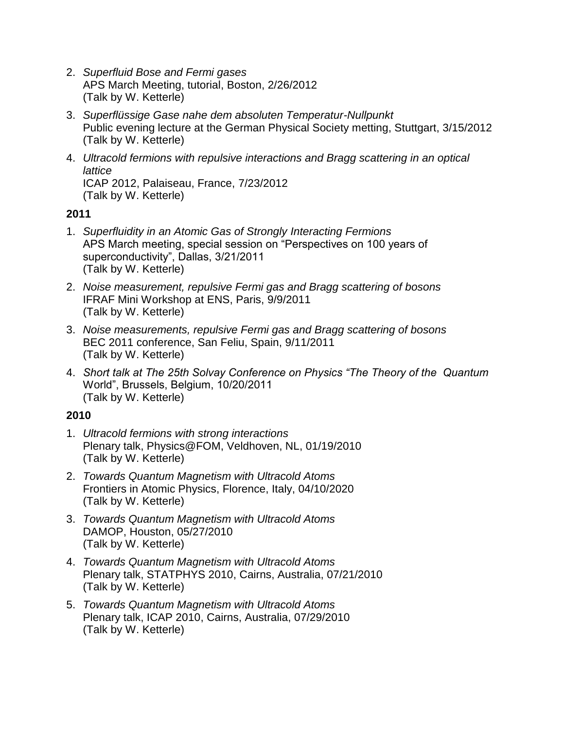2. *Superfluid Bose and Fermi gases*  
   APS March Meeting, tutorial, Boston, 2/26/2012  
   (Talk by W. Ketterle)

3. *Superflüssige Gase nahe dem absoluten Temperatur-Nullpunkt*  
   Public evening lecture at the German Physical Society metting, Stuttgart, 3/15/2012  
   (Talk by W. Ketterle)

4. *Ultracold fermions with repulsive interactions and Bragg scattering in an optical lattice*  
   ICAP 2012, Palaiseau, France, 7/23/2012  
   (Talk by W. Ketterle)

**2011**

1. *Superfluidity in an Atomic Gas of Strongly Interacting Fermions*  
   APS March meeting, special session on "Perspectives on 100 years of superconductivity", Dallas, 3/21/2011  
   (Talk by W. Ketterle)

2. *Noise measurement, repulsive Fermi gas and Bragg scattering of bosons*  
   IFRAF Mini Workshop at ENS, Paris, 9/9/2011  
   (Talk by W. Ketterle)

3. *Noise measurements, repulsive Fermi gas and Bragg scattering of bosons*  
   BEC 2011 conference, San Feliu, Spain, 9/11/2011  
   (Talk by W. Ketterle)

4. *Short talk at The 25th Solvay Conference on Physics "The Theory of the Quantum* World", Brussels, Belgium, 10/20/2011  
   (Talk by W. Ketterle)

**2010**

1. *Ultracold fermions with strong interactions*  
   Plenary talk, Physics@FOM, Veldhoven, NL, 01/19/2010  
   (Talk by W. Ketterle)

2. *Towards Quantum Magnetism with Ultracold Atoms*  
   Frontiers in Atomic Physics, Florence, Italy, 04/10/2020  
   (Talk by W. Ketterle)

3. *Towards Quantum Magnetism with Ultracold Atoms*  
   DAMOP, Houston, 05/27/2010  
   (Talk by W. Ketterle)

4. *Towards Quantum Magnetism with Ultracold Atoms*  
   Plenary talk, STATPHYS 2010, Cairns, Australia, 07/21/2010  
   (Talk by W. Ketterle)

5. *Towards Quantum Magnetism with Ultracold Atoms*  
   Plenary talk, ICAP 2010, Cairns, Australia, 07/29/2010  
   (Talk by W. Ketterle)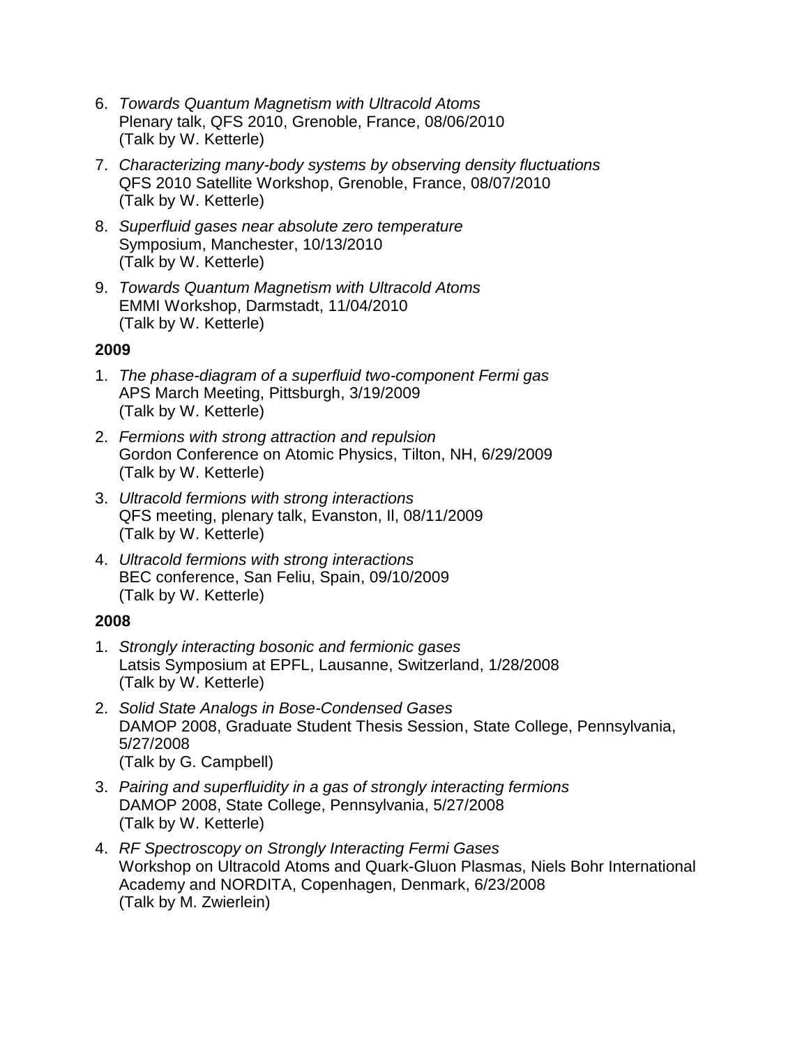6. *Towards Quantum Magnetism with Ultracold Atoms*
   Plenary talk, QFS 2010, Grenoble, France, 08/06/2010
   (Talk by W. Ketterle)

7. *Characterizing many-body systems by observing density fluctuations*
   QFS 2010 Satellite Workshop, Grenoble, France, 08/07/2010
   (Talk by W. Ketterle)

8. *Superfluid gases near absolute zero temperature*
   Symposium, Manchester, 10/13/2010
   (Talk by W. Ketterle)

9. *Towards Quantum Magnetism with Ultracold Atoms*
   EMMI Workshop, Darmstadt, 11/04/2010
   (Talk by W. Ketterle)

**2009**

1. *The phase-diagram of a superfluid two-component Fermi gas*
   APS March Meeting, Pittsburgh, 3/19/2009
   (Talk by W. Ketterle)

2. *Fermions with strong attraction and repulsion*
   Gordon Conference on Atomic Physics, Tilton, NH, 6/29/2009
   (Talk by W. Ketterle)

3. *Ultracold fermions with strong interactions*
   QFS meeting, plenary talk, Evanston, Il, 08/11/2009
   (Talk by W. Ketterle)

4. *Ultracold fermions with strong interactions*
   BEC conference, San Feliu, Spain, 09/10/2009
   (Talk by W. Ketterle)

**2008**

1. *Strongly interacting bosonic and fermionic gases*
   Latsis Symposium at EPFL, Lausanne, Switzerland, 1/28/2008
   (Talk by W. Ketterle)

2. *Solid State Analogs in Bose-Condensed Gases*
   DAMOP 2008, Graduate Student Thesis Session, State College, Pennsylvania, 5/27/2008
   (Talk by G. Campbell)

3. *Pairing and superfluidity in a gas of strongly interacting fermions*
   DAMOP 2008, State College, Pennsylvania, 5/27/2008
   (Talk by W. Ketterle)

4. *RF Spectroscopy on Strongly Interacting Fermi Gases*
   Workshop on Ultracold Atoms and Quark-Gluon Plasmas, Niels Bohr International Academy and NORDITA, Copenhagen, Denmark, 6/23/2008
   (Talk by M. Zwierlein)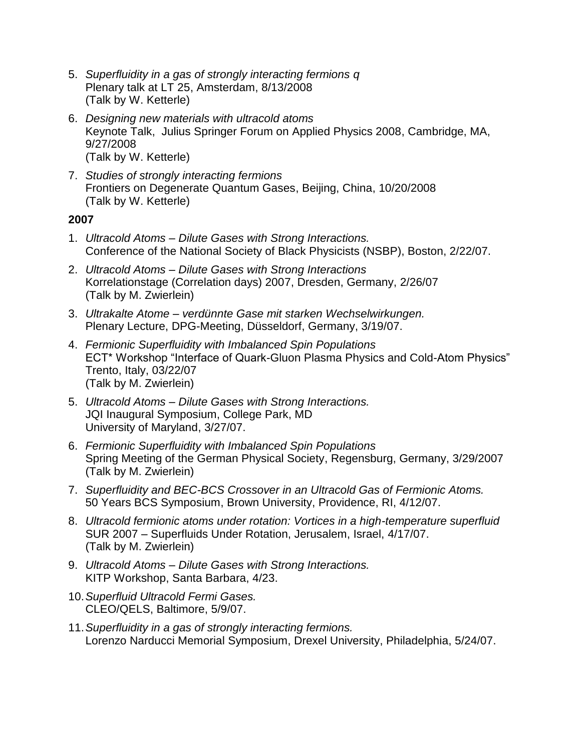5. *Superfluidity in a gas of strongly interacting fermions q*
   Plenary talk at LT 25, Amsterdam, 8/13/2008
   (Talk by W. Ketterle)

6. *Designing new materials with ultracold atoms*
   Keynote Talk, Julius Springer Forum on Applied Physics 2008, Cambridge, MA, 9/27/2008
   (Talk by W. Ketterle)

7. *Studies of strongly interacting fermions*
   Frontiers on Degenerate Quantum Gases, Beijing, China, 10/20/2008
   (Talk by W. Ketterle)

**2007**

1. *Ultracold Atoms – Dilute Gases with Strong Interactions.*
   Conference of the National Society of Black Physicists (NSBP), Boston, 2/22/07.

2. *Ultracold Atoms – Dilute Gases with Strong Interactions*
   Korrelationstage (Correlation days) 2007, Dresden, Germany, 2/26/07
   (Talk by M. Zwierlein)

3. *Ultrakalte Atome – verdünnte Gase mit starken Wechselwirkungen.*
   Plenary Lecture, DPG-Meeting, Düsseldorf, Germany, 3/19/07.

4. *Fermionic Superfluidity with Imbalanced Spin Populations*
   ECT* Workshop "Interface of Quark-Gluon Plasma Physics and Cold-Atom Physics" Trento, Italy, 03/22/07
   (Talk by M. Zwierlein)

5. *Ultracold Atoms – Dilute Gases with Strong Interactions.*
   JQI Inaugural Symposium, College Park, MD
   University of Maryland, 3/27/07.

6. *Fermionic Superfluidity with Imbalanced Spin Populations*
   Spring Meeting of the German Physical Society, Regensburg, Germany, 3/29/2007
   (Talk by M. Zwierlein)

7. *Superfluidity and BEC-BCS Crossover in an Ultracold Gas of Fermionic Atoms.*
   50 Years BCS Symposium, Brown University, Providence, RI, 4/12/07.

8. *Ultracold fermionic atoms under rotation: Vortices in a high-temperature superfluid*
   SUR 2007 – Superfluids Under Rotation, Jerusalem, Israel, 4/17/07.
   (Talk by M. Zwierlein)

9. *Ultracold Atoms – Dilute Gases with Strong Interactions.*
   KITP Workshop, Santa Barbara, 4/23.

10. *Superfluid Ultracold Fermi Gases.*
    CLEO/QELS, Baltimore, 5/9/07.

11. *Superfluidity in a gas of strongly interacting fermions.*
    Lorenzo Narducci Memorial Symposium, Drexel University, Philadelphia, 5/24/07.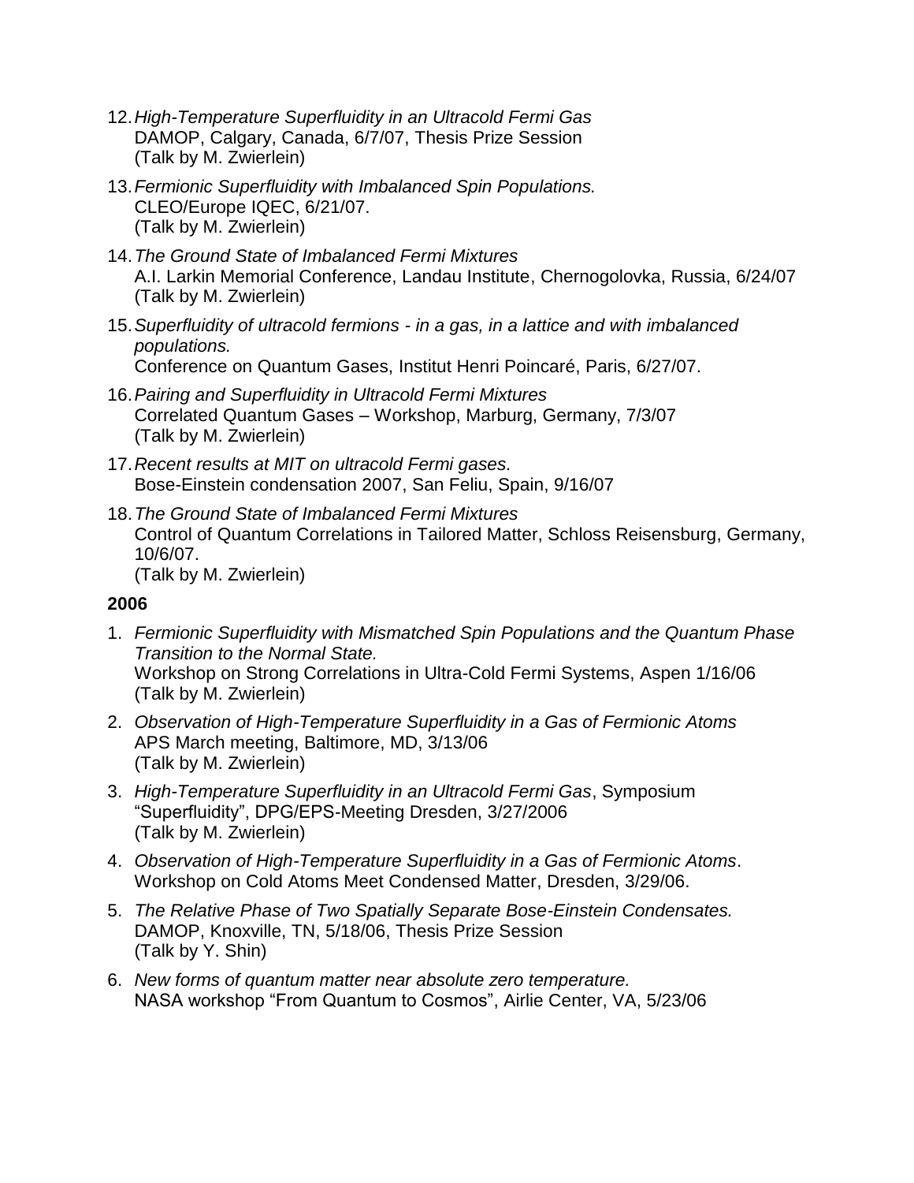12. *High-Temperature Superfluidity in an Ultracold Fermi Gas*
    DAMOP, Calgary, Canada, 6/7/07, Thesis Prize Session
    (Talk by M. Zwierlein)

13. *Fermionic Superfluidity with Imbalanced Spin Populations.*
    CLEO/Europe IQEC, 6/21/07.
    (Talk by M. Zwierlein)

14. *The Ground State of Imbalanced Fermi Mixtures*
    A.I. Larkin Memorial Conference, Landau Institute, Chernogolovka, Russia, 6/24/07
    (Talk by M. Zwierlein)

15. *Superfluidity of ultracold fermions - in a gas, in a lattice and with imbalanced populations.*
    Conference on Quantum Gases, Institut Henri Poincaré, Paris, 6/27/07.

16. *Pairing and Superfluidity in Ultracold Fermi Mixtures*
    Correlated Quantum Gases – Workshop, Marburg, Germany, 7/3/07
    (Talk by M. Zwierlein)

17. *Recent results at MIT on ultracold Fermi gases.*
    Bose-Einstein condensation 2007, San Feliu, Spain, 9/16/07

18. *The Ground State of Imbalanced Fermi Mixtures*
    Control of Quantum Correlations in Tailored Matter, Schloss Reisensburg, Germany, 10/6/07.
    (Talk by M. Zwierlein)

**2006**

1. *Fermionic Superfluidity with Mismatched Spin Populations and the Quantum Phase Transition to the Normal State.*
   Workshop on Strong Correlations in Ultra-Cold Fermi Systems, Aspen 1/16/06
   (Talk by M. Zwierlein)

2. *Observation of High-Temperature Superfluidity in a Gas of Fermionic Atoms*
   APS March meeting, Baltimore, MD, 3/13/06
   (Talk by M. Zwierlein)

3. *High-Temperature Superfluidity in an Ultracold Fermi Gas*, Symposium "Superfluidity", DPG/EPS-Meeting Dresden, 3/27/2006
   (Talk by M. Zwierlein)

4. *Observation of High-Temperature Superfluidity in a Gas of Fermionic Atoms*.
   Workshop on Cold Atoms Meet Condensed Matter, Dresden, 3/29/06.

5. *The Relative Phase of Two Spatially Separate Bose-Einstein Condensates.*
   DAMOP, Knoxville, TN, 5/18/06, Thesis Prize Session
   (Talk by Y. Shin)

6. *New forms of quantum matter near absolute zero temperature.*
   NASA workshop "From Quantum to Cosmos", Airlie Center, VA, 5/23/06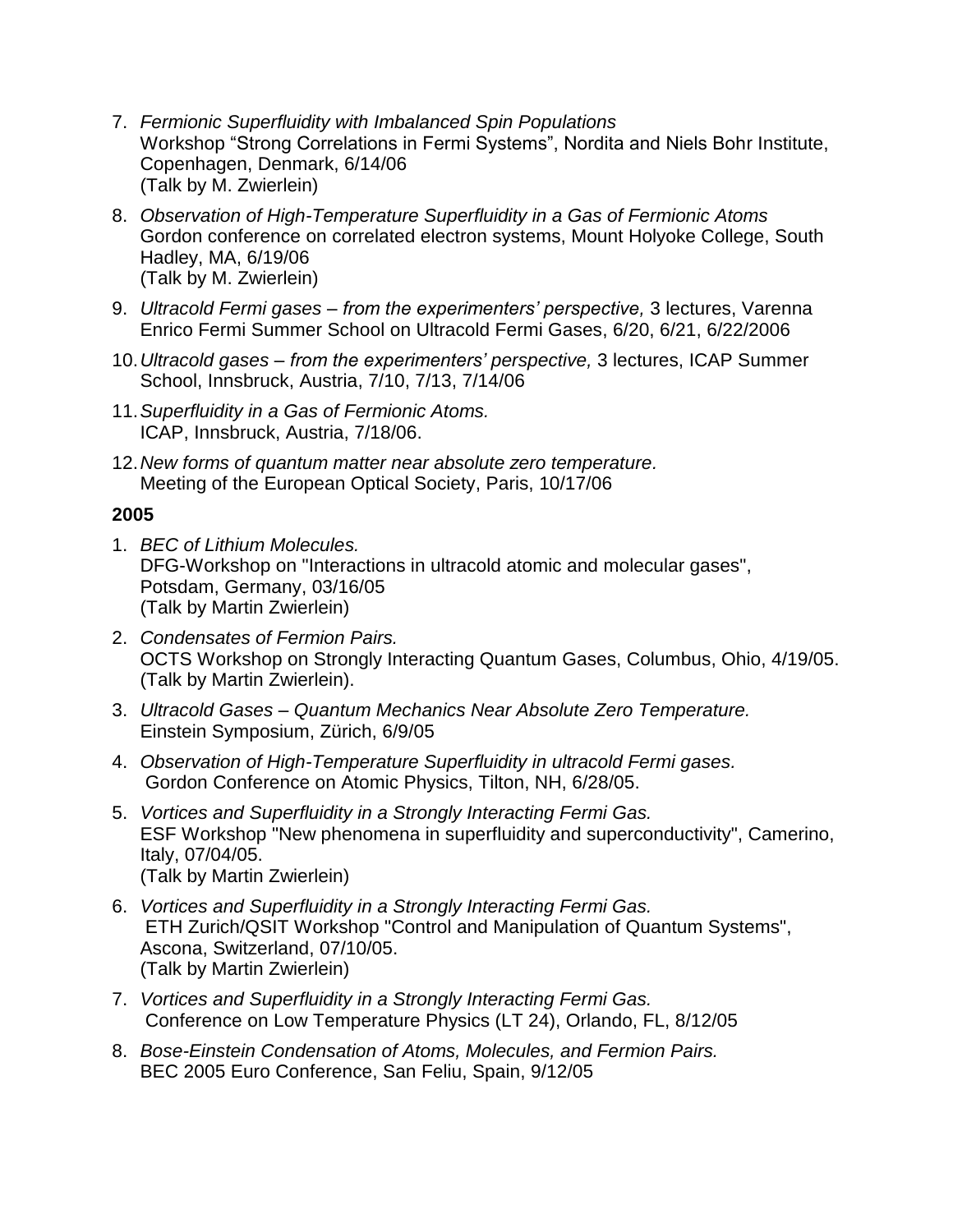7. *Fermionic Superfluidity with Imbalanced Spin Populations*
   Workshop “Strong Correlations in Fermi Systems”, Nordita and Niels Bohr Institute, Copenhagen, Denmark, 6/14/06
   (Talk by M. Zwierlein)

8. *Observation of High-Temperature Superfluidity in a Gas of Fermionic Atoms*
   Gordon conference on correlated electron systems, Mount Holyoke College, South Hadley, MA, 6/19/06
   (Talk by M. Zwierlein)

9. *Ultracold Fermi gases – from the experimenters’ perspective,* 3 lectures, Varenna Enrico Fermi Summer School on Ultracold Fermi Gases, 6/20, 6/21, 6/22/2006

10. *Ultracold gases – from the experimenters’ perspective,* 3 lectures, ICAP Summer School, Innsbruck, Austria, 7/10, 7/13, 7/14/06

11. *Superfluidity in a Gas of Fermionic Atoms.*
    ICAP, Innsbruck, Austria, 7/18/06.

12. *New forms of quantum matter near absolute zero temperature.*
    Meeting of the European Optical Society, Paris, 10/17/06

**2005**

1. *BEC of Lithium Molecules.*
   DFG-Workshop on "Interactions in ultracold atomic and molecular gases", Potsdam, Germany, 03/16/05
   (Talk by Martin Zwierlein)

2. *Condensates of Fermion Pairs.*
   OCTS Workshop on Strongly Interacting Quantum Gases, Columbus, Ohio, 4/19/05.
   (Talk by Martin Zwierlein).

3. *Ultracold Gases – Quantum Mechanics Near Absolute Zero Temperature.*
   Einstein Symposium, Zürich, 6/9/05

4. *Observation of High-Temperature Superfluidity in ultracold Fermi gases.*
   Gordon Conference on Atomic Physics, Tilton, NH, 6/28/05.

5. *Vortices and Superfluidity in a Strongly Interacting Fermi Gas.*
   ESF Workshop "New phenomena in superfluidity and superconductivity", Camerino, Italy, 07/04/05.
   (Talk by Martin Zwierlein)

6. *Vortices and Superfluidity in a Strongly Interacting Fermi Gas.*
   ETH Zurich/QSIT Workshop "Control and Manipulation of Quantum Systems", Ascona, Switzerland, 07/10/05.
   (Talk by Martin Zwierlein)

7. *Vortices and Superfluidity in a Strongly Interacting Fermi Gas.*
   Conference on Low Temperature Physics (LT 24), Orlando, FL, 8/12/05

8. *Bose-Einstein Condensation of Atoms, Molecules, and Fermion Pairs.*
   BEC 2005 Euro Conference, San Feliu, Spain, 9/12/05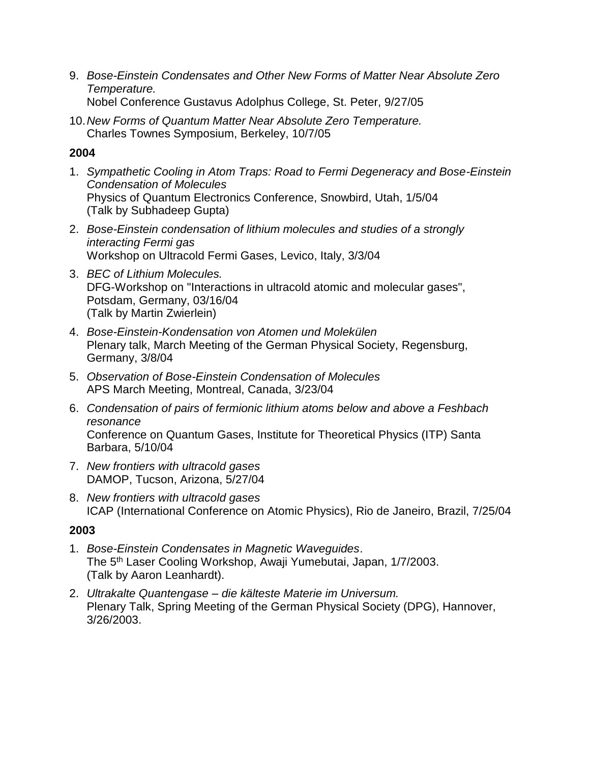9. *Bose-Einstein Condensates and Other New Forms of Matter Near Absolute Zero Temperature.*
   Nobel Conference Gustavus Adolphus College, St. Peter, 9/27/05

10. *New Forms of Quantum Matter Near Absolute Zero Temperature.*
    Charles Townes Symposium, Berkeley, 10/7/05

**2004**

1. *Sympathetic Cooling in Atom Traps: Road to Fermi Degeneracy and Bose-Einstein Condensation of Molecules*
   Physics of Quantum Electronics Conference, Snowbird, Utah, 1/5/04
   (Talk by Subhadeep Gupta)

2. *Bose-Einstein condensation of lithium molecules and studies of a strongly interacting Fermi gas*
   Workshop on Ultracold Fermi Gases, Levico, Italy, 3/3/04

3. *BEC of Lithium Molecules.*
   DFG-Workshop on "Interactions in ultracold atomic and molecular gases", Potsdam, Germany, 03/16/04
   (Talk by Martin Zwierlein)

4. *Bose-Einstein-Kondensation von Atomen und Molekülen*
   Plenary talk, March Meeting of the German Physical Society, Regensburg, Germany, 3/8/04

5. *Observation of Bose-Einstein Condensation of Molecules*
   APS March Meeting, Montreal, Canada, 3/23/04

6. *Condensation of pairs of fermionic lithium atoms below and above a Feshbach resonance*
   Conference on Quantum Gases, Institute for Theoretical Physics (ITP) Santa Barbara, 5/10/04

7. *New frontiers with ultracold gases*
   DAMOP, Tucson, Arizona, 5/27/04

8. *New frontiers with ultracold gases*
   ICAP (International Conference on Atomic Physics), Rio de Janeiro, Brazil, 7/25/04

**2003**

1. *Bose-Einstein Condensates in Magnetic Waveguides*.
   The 5th Laser Cooling Workshop, Awaji Yumebutai, Japan, 1/7/2003.
   (Talk by Aaron Leanhardt).

2. *Ultrakalte Quantengase – die kälteste Materie im Universum.*
   Plenary Talk, Spring Meeting of the German Physical Society (DPG), Hannover, 3/26/2003.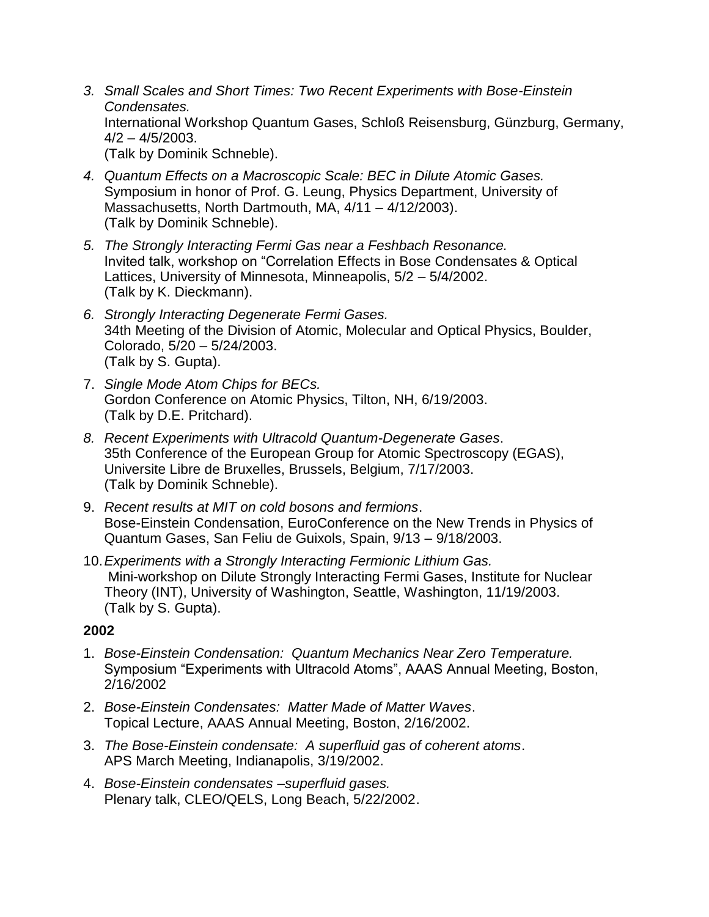3. *Small Scales and Short Times: Two Recent Experiments with Bose-Einstein Condensates.*
   International Workshop Quantum Gases, Schloß Reisensburg, Günzburg, Germany, 4/2 – 4/5/2003.
   (Talk by Dominik Schneble).
4. *Quantum Effects on a Macroscopic Scale: BEC in Dilute Atomic Gases.*
   Symposium in honor of Prof. G. Leung, Physics Department, University of Massachusetts, North Dartmouth, MA, 4/11 – 4/12/2003).
   (Talk by Dominik Schneble).
5. *The Strongly Interacting Fermi Gas near a Feshbach Resonance.*
   Invited talk, workshop on "Correlation Effects in Bose Condensates & Optical Lattices, University of Minnesota, Minneapolis, 5/2 – 5/4/2002.
   (Talk by K. Dieckmann).
6. *Strongly Interacting Degenerate Fermi Gases.*
   34th Meeting of the Division of Atomic, Molecular and Optical Physics, Boulder, Colorado, 5/20 – 5/24/2003.
   (Talk by S. Gupta).
7. *Single Mode Atom Chips for BECs.*
   Gordon Conference on Atomic Physics, Tilton, NH, 6/19/2003.
   (Talk by D.E. Pritchard).
8. *Recent Experiments with Ultracold Quantum-Degenerate Gases*.
   35th Conference of the European Group for Atomic Spectroscopy (EGAS), Universite Libre de Bruxelles, Brussels, Belgium, 7/17/2003.
   (Talk by Dominik Schneble).
9. *Recent results at MIT on cold bosons and fermions*.
   Bose-Einstein Condensation, EuroConference on the New Trends in Physics of Quantum Gases, San Feliu de Guixols, Spain, 9/13 – 9/18/2003.
10. *Experiments with a Strongly Interacting Fermionic Lithium Gas.*
    Mini-workshop on Dilute Strongly Interacting Fermi Gases, Institute for Nuclear Theory (INT), University of Washington, Seattle, Washington, 11/19/2003.
    (Talk by S. Gupta).

**2002**

1. *Bose-Einstein Condensation: Quantum Mechanics Near Zero Temperature.*
   Symposium "Experiments with Ultracold Atoms", AAAS Annual Meeting, Boston, 2/16/2002
2. *Bose-Einstein Condensates: Matter Made of Matter Waves*.
   Topical Lecture, AAAS Annual Meeting, Boston, 2/16/2002.
3. *The Bose-Einstein condensate: A superfluid gas of coherent atoms*.
   APS March Meeting, Indianapolis, 3/19/2002.
4. *Bose-Einstein condensates –superfluid gases.*
   Plenary talk, CLEO/QELS, Long Beach, 5/22/2002.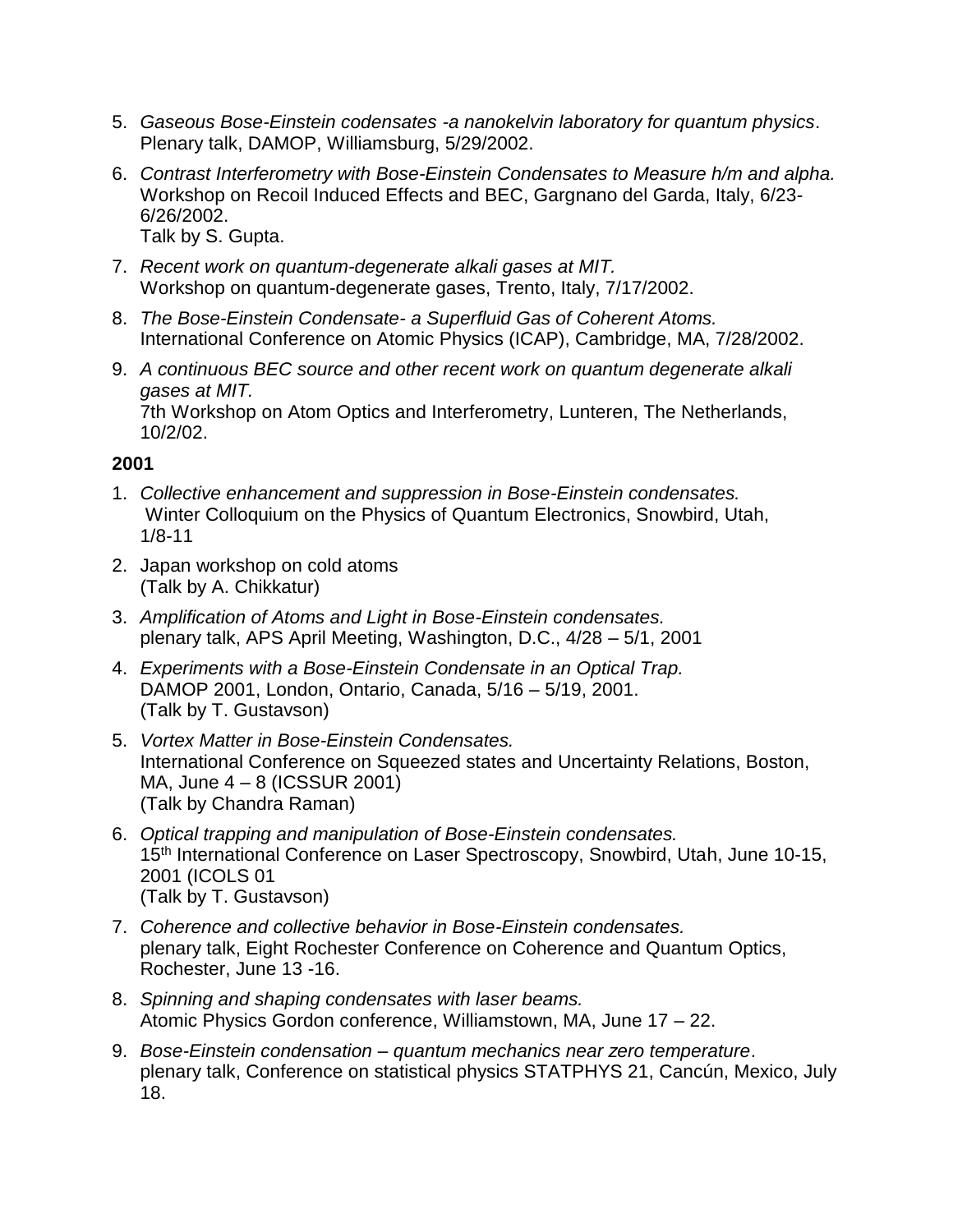5. *Gaseous Bose-Einstein codensates -a nanokelvin laboratory for quantum physics*. Plenary talk, DAMOP, Williamsburg, 5/29/2002.

6. *Contrast Interferometry with Bose-Einstein Condensates to Measure h/m and alpha.* Workshop on Recoil Induced Effects and BEC, Gargnano del Garda, Italy, 6/23-6/26/2002.
   Talk by S. Gupta.

7. *Recent work on quantum-degenerate alkali gases at MIT.* Workshop on quantum-degenerate gases, Trento, Italy, 7/17/2002.

8. *The Bose-Einstein Condensate- a Superfluid Gas of Coherent Atoms.* International Conference on Atomic Physics (ICAP), Cambridge, MA, 7/28/2002.

9. *A continuous BEC source and other recent work on quantum degenerate alkali gases at MIT.*
   7th Workshop on Atom Optics and Interferometry, Lunteren, The Netherlands, 10/2/02.

**2001**

1. *Collective enhancement and suppression in Bose-Einstein condensates.* Winter Colloquium on the Physics of Quantum Electronics, Snowbird, Utah, 1/8-11

2. Japan workshop on cold atoms
   (Talk by A. Chikkatur)

3. *Amplification of Atoms and Light in Bose-Einstein condensates.* plenary talk, APS April Meeting, Washington, D.C., 4/28 – 5/1, 2001

4. *Experiments with a Bose-Einstein Condensate in an Optical Trap.* DAMOP 2001, London, Ontario, Canada, 5/16 – 5/19, 2001.
   (Talk by T. Gustavson)

5. *Vortex Matter in Bose-Einstein Condensates.* International Conference on Squeezed states and Uncertainty Relations, Boston, MA, June 4 – 8 (ICSSUR 2001)
   (Talk by Chandra Raman)

6. *Optical trapping and manipulation of Bose-Einstein condensates.* 15th International Conference on Laser Spectroscopy, Snowbird, Utah, June 10-15, 2001 (ICOLS 01
   (Talk by T. Gustavson)

7. *Coherence and collective behavior in Bose-Einstein condensates.* plenary talk, Eight Rochester Conference on Coherence and Quantum Optics, Rochester, June 13 -16.

8. *Spinning and shaping condensates with laser beams.* Atomic Physics Gordon conference, Williamstown, MA, June 17 – 22.

9. *Bose-Einstein condensation – quantum mechanics near zero temperature*. plenary talk, Conference on statistical physics STATPHYS 21, Cancún, Mexico, July 18.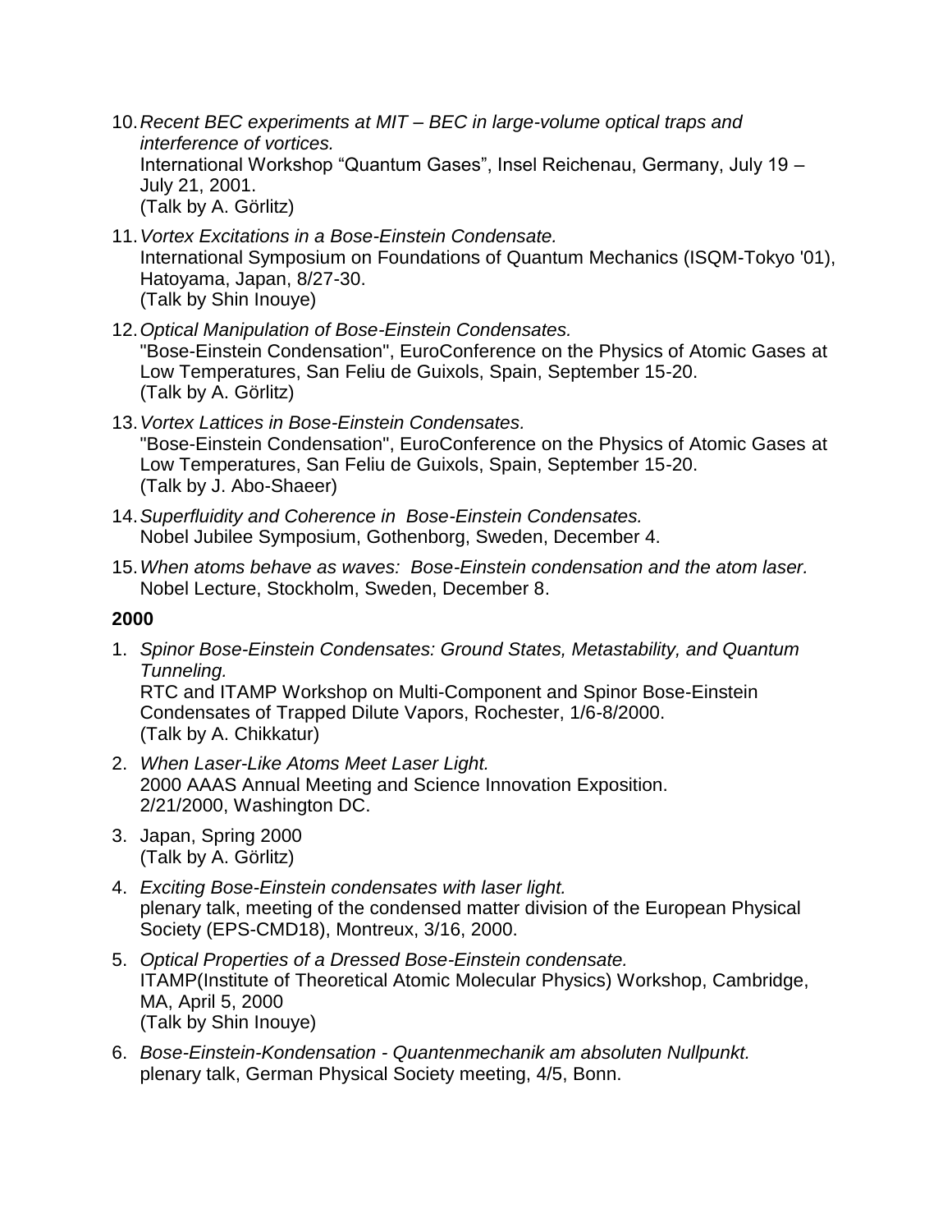10. *Recent BEC experiments at MIT – BEC in large-volume optical traps and interference of vortices.*
    International Workshop "Quantum Gases", Insel Reichenau, Germany, July 19 – July 21, 2001.
    (Talk by A. Görlitz)

11. *Vortex Excitations in a Bose-Einstein Condensate.*
    International Symposium on Foundations of Quantum Mechanics (ISQM-Tokyo '01), Hatoyama, Japan, 8/27-30.
    (Talk by Shin Inouye)

12. *Optical Manipulation of Bose-Einstein Condensates.*
    "Bose-Einstein Condensation", EuroConference on the Physics of Atomic Gases at Low Temperatures, San Feliu de Guixols, Spain, September 15-20.
    (Talk by A. Görlitz)

13. *Vortex Lattices in Bose-Einstein Condensates.*
    "Bose-Einstein Condensation", EuroConference on the Physics of Atomic Gases at Low Temperatures, San Feliu de Guixols, Spain, September 15-20.
    (Talk by J. Abo-Shaeer)

14. *Superfluidity and Coherence in Bose-Einstein Condensates.*
    Nobel Jubilee Symposium, Gothenborg, Sweden, December 4.

15. *When atoms behave as waves: Bose-Einstein condensation and the atom laser.*
    Nobel Lecture, Stockholm, Sweden, December 8.

**2000**

1. *Spinor Bose-Einstein Condensates: Ground States, Metastability, and Quantum Tunneling.*
   RTC and ITAMP Workshop on Multi-Component and Spinor Bose-Einstein Condensates of Trapped Dilute Vapors, Rochester, 1/6-8/2000.
   (Talk by A. Chikkatur)

2. *When Laser-Like Atoms Meet Laser Light.*
   2000 AAAS Annual Meeting and Science Innovation Exposition.
   2/21/2000, Washington DC.

3. Japan, Spring 2000
   (Talk by A. Görlitz)

4. *Exciting Bose-Einstein condensates with laser light.*
   plenary talk, meeting of the condensed matter division of the European Physical Society (EPS-CMD18), Montreux, 3/16, 2000.

5. *Optical Properties of a Dressed Bose-Einstein condensate.*
   ITAMP(Institute of Theoretical Atomic Molecular Physics) Workshop, Cambridge, MA, April 5, 2000
   (Talk by Shin Inouye)

6. *Bose-Einstein-Kondensation - Quantenmechanik am absoluten Nullpunkt.*
   plenary talk, German Physical Society meeting, 4/5, Bonn.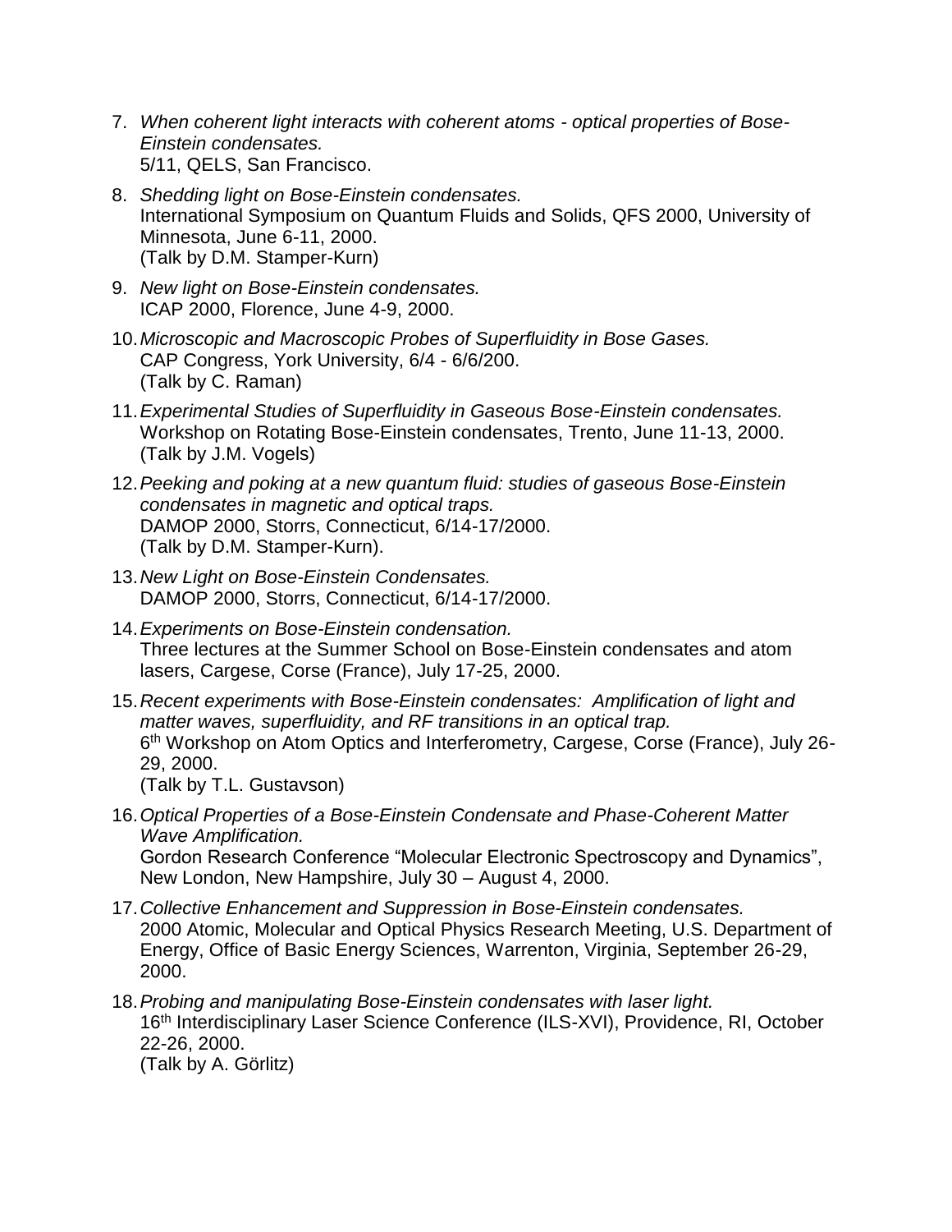7. *When coherent light interacts with coherent atoms - optical properties of Bose-Einstein condensates.*
   5/11, QELS, San Francisco.

8. *Shedding light on Bose-Einstein condensates.*
   International Symposium on Quantum Fluids and Solids, QFS 2000, University of Minnesota, June 6-11, 2000.
   (Talk by D.M. Stamper-Kurn)

9. *New light on Bose-Einstein condensates.*
   ICAP 2000, Florence, June 4-9, 2000.

10. *Microscopic and Macroscopic Probes of Superfluidity in Bose Gases.*
    CAP Congress, York University, 6/4 - 6/6/200.
    (Talk by C. Raman)

11. *Experimental Studies of Superfluidity in Gaseous Bose-Einstein condensates.*
    Workshop on Rotating Bose-Einstein condensates, Trento, June 11-13, 2000.
    (Talk by J.M. Vogels)

12. *Peeking and poking at a new quantum fluid: studies of gaseous Bose-Einstein condensates in magnetic and optical traps.*
    DAMOP 2000, Storrs, Connecticut, 6/14-17/2000.
    (Talk by D.M. Stamper-Kurn).

13. *New Light on Bose-Einstein Condensates.*
    DAMOP 2000, Storrs, Connecticut, 6/14-17/2000.

14. *Experiments on Bose-Einstein condensation.*
    Three lectures at the Summer School on Bose-Einstein condensates and atom lasers, Cargese, Corse (France), July 17-25, 2000.

15. *Recent experiments with Bose-Einstein condensates: Amplification of light and matter waves, superfluidity, and RF transitions in an optical trap.*
    6th Workshop on Atom Optics and Interferometry, Cargese, Corse (France), July 26-29, 2000.
    (Talk by T.L. Gustavson)

16. *Optical Properties of a Bose-Einstein Condensate and Phase-Coherent Matter Wave Amplification.*
    Gordon Research Conference "Molecular Electronic Spectroscopy and Dynamics", New London, New Hampshire, July 30 – August 4, 2000.

17. *Collective Enhancement and Suppression in Bose-Einstein condensates.*
    2000 Atomic, Molecular and Optical Physics Research Meeting, U.S. Department of Energy, Office of Basic Energy Sciences, Warrenton, Virginia, September 26-29, 2000.

18. *Probing and manipulating Bose-Einstein condensates with laser light.*
    16th Interdisciplinary Laser Science Conference (ILS-XVI), Providence, RI, October 22-26, 2000.
    (Talk by A. Görlitz)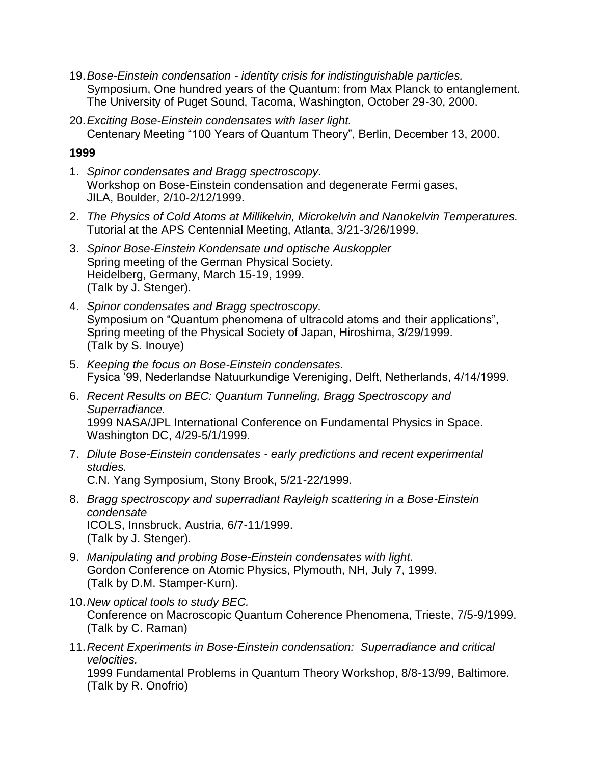19. *Bose-Einstein condensation - identity crisis for indistinguishable particles.*
    Symposium, One hundred years of the Quantum: from Max Planck to entanglement.
    The University of Puget Sound, Tacoma, Washington, October 29-30, 2000.

20. *Exciting Bose-Einstein condensates with laser light.*
    Centenary Meeting "100 Years of Quantum Theory", Berlin, December 13, 2000.

**1999**

1. *Spinor condensates and Bragg spectroscopy.*
   Workshop on Bose-Einstein condensation and degenerate Fermi gases,
   JILA, Boulder, 2/10-2/12/1999.

2. *The Physics of Cold Atoms at Millikelvin, Microkelvin and Nanokelvin Temperatures.*
   Tutorial at the APS Centennial Meeting, Atlanta, 3/21-3/26/1999.

3. *Spinor Bose-Einstein Kondensate und optische Auskoppler*
   Spring meeting of the German Physical Society.
   Heidelberg, Germany, March 15-19, 1999.
   (Talk by J. Stenger).

4. *Spinor condensates and Bragg spectroscopy.*
   Symposium on "Quantum phenomena of ultracold atoms and their applications",
   Spring meeting of the Physical Society of Japan, Hiroshima, 3/29/1999.
   (Talk by S. Inouye)

5. *Keeping the focus on Bose-Einstein condensates.*
   Fysica '99, Nederlandse Natuurkundige Vereniging, Delft, Netherlands, 4/14/1999.

6. *Recent Results on BEC: Quantum Tunneling, Bragg Spectroscopy and Superradiance.*
   1999 NASA/JPL International Conference on Fundamental Physics in Space.
   Washington DC, 4/29-5/1/1999.

7. *Dilute Bose-Einstein condensates - early predictions and recent experimental studies.*
   C.N. Yang Symposium, Stony Brook, 5/21-22/1999.

8. *Bragg spectroscopy and superradiant Rayleigh scattering in a Bose-Einstein condensate*
   ICOLS, Innsbruck, Austria, 6/7-11/1999.
   (Talk by J. Stenger).

9. *Manipulating and probing Bose-Einstein condensates with light.*
   Gordon Conference on Atomic Physics, Plymouth, NH, July 7, 1999.
   (Talk by D.M. Stamper-Kurn).

10. *New optical tools to study BEC.*
    Conference on Macroscopic Quantum Coherence Phenomena, Trieste, 7/5-9/1999.
    (Talk by C. Raman)

11. *Recent Experiments in Bose-Einstein condensation: Superradiance and critical velocities.*
    1999 Fundamental Problems in Quantum Theory Workshop, 8/8-13/99, Baltimore.
    (Talk by R. Onofrio)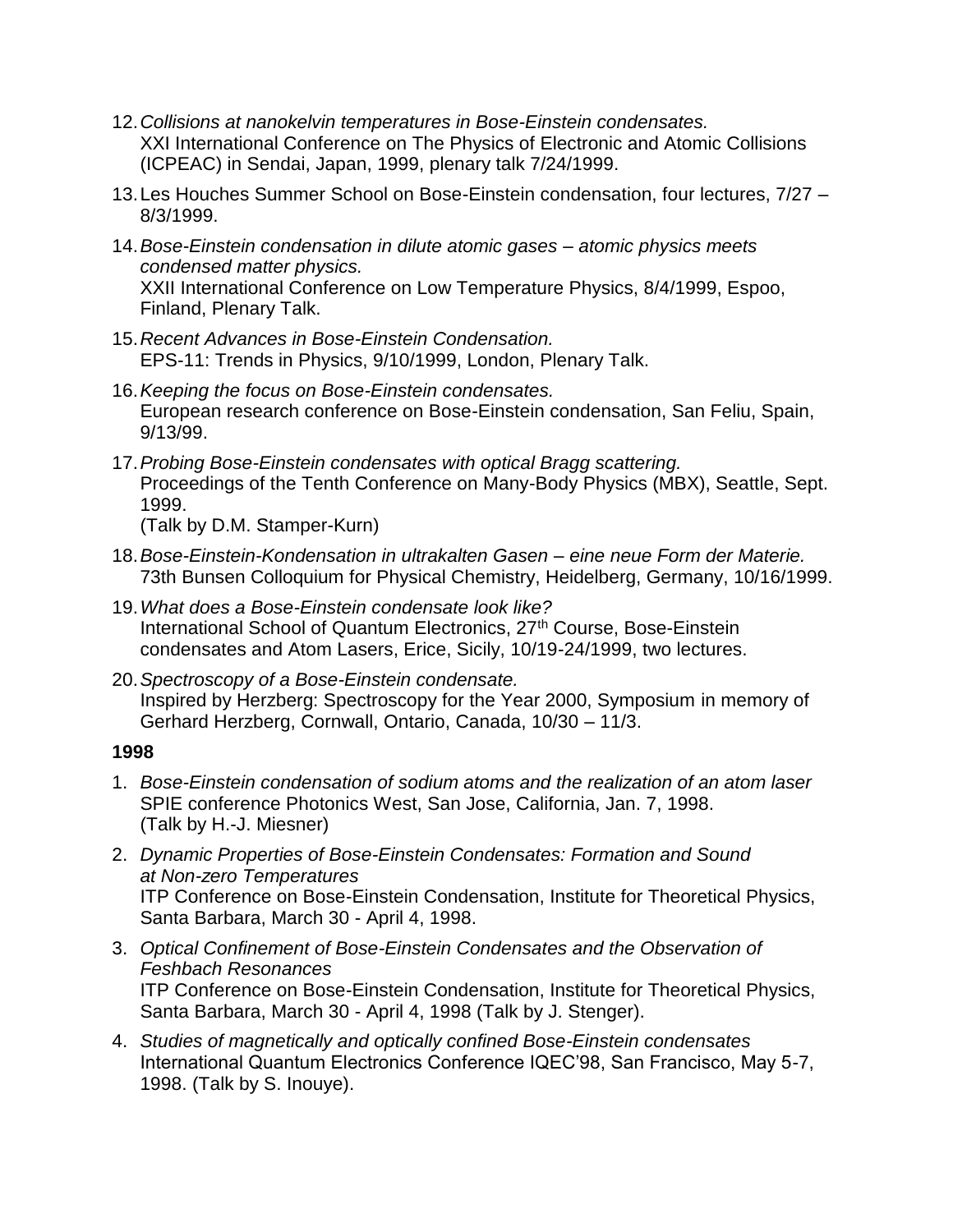12. *Collisions at nanokelvin temperatures in Bose-Einstein condensates.*
    XXI International Conference on The Physics of Electronic and Atomic Collisions (ICPEAC) in Sendai, Japan, 1999, plenary talk 7/24/1999.

13. Les Houches Summer School on Bose-Einstein condensation, four lectures, 7/27 – 8/3/1999.

14. *Bose-Einstein condensation in dilute atomic gases – atomic physics meets condensed matter physics.*
    XXII International Conference on Low Temperature Physics, 8/4/1999, Espoo, Finland, Plenary Talk.

15. *Recent Advances in Bose-Einstein Condensation.*
    EPS-11: Trends in Physics, 9/10/1999, London, Plenary Talk.

16. *Keeping the focus on Bose-Einstein condensates.*
    European research conference on Bose-Einstein condensation, San Feliu, Spain, 9/13/99.

17. *Probing Bose-Einstein condensates with optical Bragg scattering.*
    Proceedings of the Tenth Conference on Many-Body Physics (MBX), Seattle, Sept. 1999.
    (Talk by D.M. Stamper-Kurn)

18. *Bose-Einstein-Kondensation in ultrakalten Gasen – eine neue Form der Materie.*
    73th Bunsen Colloquium for Physical Chemistry, Heidelberg, Germany, 10/16/1999.

19. *What does a Bose-Einstein condensate look like?*
    International School of Quantum Electronics, 27th Course, Bose-Einstein condensates and Atom Lasers, Erice, Sicily, 10/19-24/1999, two lectures.

20. *Spectroscopy of a Bose-Einstein condensate.*
    Inspired by Herzberg: Spectroscopy for the Year 2000, Symposium in memory of Gerhard Herzberg, Cornwall, Ontario, Canada, 10/30 – 11/3.

**1998**

1. *Bose-Einstein condensation of sodium atoms and the realization of an atom laser*
   SPIE conference Photonics West, San Jose, California, Jan. 7, 1998.
   (Talk by H.-J. Miesner)

2. *Dynamic Properties of Bose-Einstein Condensates: Formation and Sound at Non-zero Temperatures*
   ITP Conference on Bose-Einstein Condensation, Institute for Theoretical Physics, Santa Barbara, March 30 - April 4, 1998.

3. *Optical Confinement of Bose-Einstein Condensates and the Observation of Feshbach Resonances*
   ITP Conference on Bose-Einstein Condensation, Institute for Theoretical Physics, Santa Barbara, March 30 - April 4, 1998 (Talk by J. Stenger).

4. *Studies of magnetically and optically confined Bose-Einstein condensates*
   International Quantum Electronics Conference IQEC'98, San Francisco, May 5-7, 1998. (Talk by S. Inouye).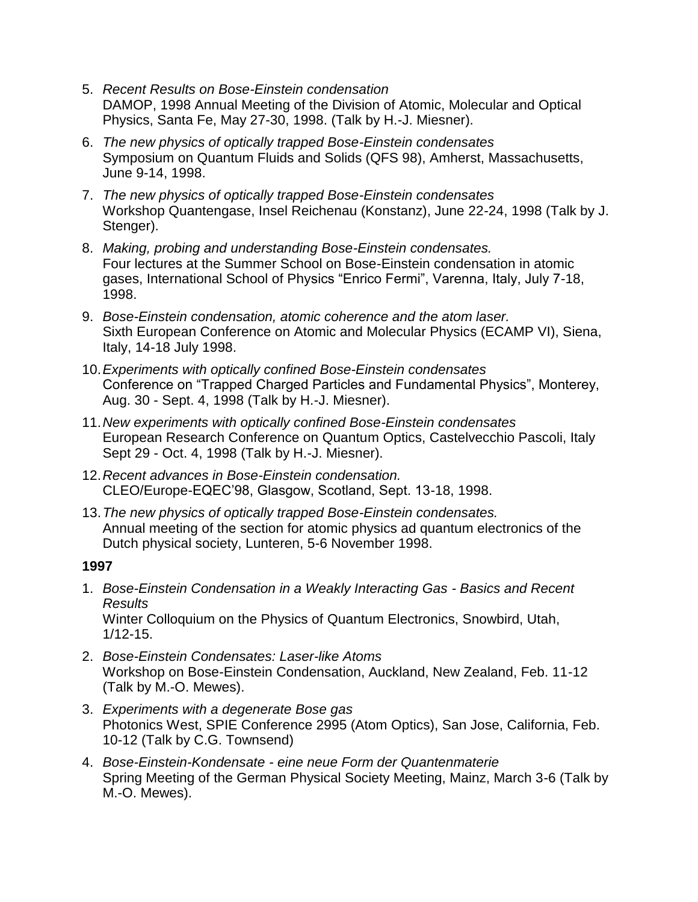5. *Recent Results on Bose-Einstein condensation*
   DAMOP, 1998 Annual Meeting of the Division of Atomic, Molecular and Optical Physics, Santa Fe, May 27-30, 1998. (Talk by H.-J. Miesner).

6. *The new physics of optically trapped Bose-Einstein condensates*
   Symposium on Quantum Fluids and Solids (QFS 98), Amherst, Massachusetts, June 9-14, 1998.

7. *The new physics of optically trapped Bose-Einstein condensates*
   Workshop Quantengase, Insel Reichenau (Konstanz), June 22-24, 1998 (Talk by J. Stenger).

8. *Making, probing and understanding Bose-Einstein condensates.*
   Four lectures at the Summer School on Bose-Einstein condensation in atomic gases, International School of Physics “Enrico Fermi”, Varenna, Italy, July 7-18, 1998.

9. *Bose-Einstein condensation, atomic coherence and the atom laser.*
   Sixth European Conference on Atomic and Molecular Physics (ECAMP VI), Siena, Italy, 14-18 July 1998.

10. *Experiments with optically confined Bose-Einstein condensates*
    Conference on “Trapped Charged Particles and Fundamental Physics”, Monterey, Aug. 30 - Sept. 4, 1998 (Talk by H.-J. Miesner).

11. *New experiments with optically confined Bose-Einstein condensates*
    European Research Conference on Quantum Optics, Castelvecchio Pascoli, Italy Sept 29 - Oct. 4, 1998 (Talk by H.-J. Miesner).

12. *Recent advances in Bose-Einstein condensation.*
    CLEO/Europe-EQEC’98, Glasgow, Scotland, Sept. 13-18, 1998.

13. *The new physics of optically trapped Bose-Einstein condensates.*
    Annual meeting of the section for atomic physics ad quantum electronics of the Dutch physical society, Lunteren, 5-6 November 1998.

**1997**

1. *Bose-Einstein Condensation in a Weakly Interacting Gas - Basics and Recent Results*
   Winter Colloquium on the Physics of Quantum Electronics, Snowbird, Utah, 1/12-15.

2. *Bose-Einstein Condensates: Laser-like Atoms*
   Workshop on Bose-Einstein Condensation, Auckland, New Zealand, Feb. 11-12 (Talk by M.-O. Mewes).

3. *Experiments with a degenerate Bose gas*
   Photonics West, SPIE Conference 2995 (Atom Optics), San Jose, California, Feb. 10-12 (Talk by C.G. Townsend)

4. *Bose-Einstein-Kondensate - eine neue Form der Quantenmaterie*
   Spring Meeting of the German Physical Society Meeting, Mainz, March 3-6 (Talk by M.-O. Mewes).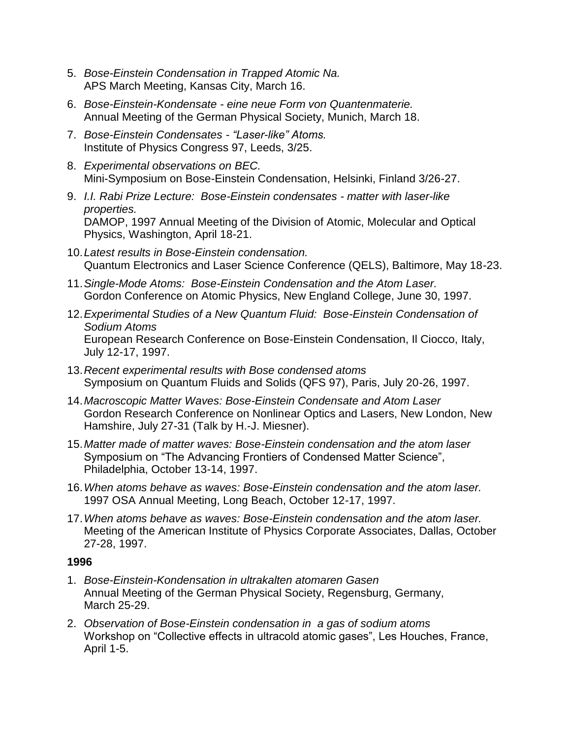5. *Bose-Einstein Condensation in Trapped Atomic Na.*
   APS March Meeting, Kansas City, March 16.

6. *Bose-Einstein-Kondensate - eine neue Form von Quantenmaterie.*
   Annual Meeting of the German Physical Society, Munich, March 18.

7. *Bose-Einstein Condensates - "Laser-like" Atoms.*
   Institute of Physics Congress 97, Leeds, 3/25.

8. *Experimental observations on BEC.*
   Mini-Symposium on Bose-Einstein Condensation, Helsinki, Finland 3/26-27.

9. *I.I. Rabi Prize Lecture: Bose-Einstein condensates - matter with laser-like properties.*
   DAMOP, 1997 Annual Meeting of the Division of Atomic, Molecular and Optical Physics, Washington, April 18-21.

10. *Latest results in Bose-Einstein condensation.*
    Quantum Electronics and Laser Science Conference (QELS), Baltimore, May 18-23.

11. *Single-Mode Atoms: Bose-Einstein Condensation and the Atom Laser.*
    Gordon Conference on Atomic Physics, New England College, June 30, 1997.

12. *Experimental Studies of a New Quantum Fluid: Bose-Einstein Condensation of Sodium Atoms*
    European Research Conference on Bose-Einstein Condensation, Il Ciocco, Italy, July 12-17, 1997.

13. *Recent experimental results with Bose condensed atoms*
    Symposium on Quantum Fluids and Solids (QFS 97), Paris, July 20-26, 1997.

14. *Macroscopic Matter Waves: Bose-Einstein Condensate and Atom Laser*
    Gordon Research Conference on Nonlinear Optics and Lasers, New London, New Hamshire, July 27-31 (Talk by H.-J. Miesner).

15. *Matter made of matter waves: Bose-Einstein condensation and the atom laser*
    Symposium on "The Advancing Frontiers of Condensed Matter Science", Philadelphia, October 13-14, 1997.

16. *When atoms behave as waves: Bose-Einstein condensation and the atom laser.*
    1997 OSA Annual Meeting, Long Beach, October 12-17, 1997.

17. *When atoms behave as waves: Bose-Einstein condensation and the atom laser.*
    Meeting of the American Institute of Physics Corporate Associates, Dallas, October 27-28, 1997.

**1996**

1. *Bose-Einstein-Kondensation in ultrakalten atomaren Gasen*
   Annual Meeting of the German Physical Society, Regensburg, Germany, March 25-29.

2. *Observation of Bose-Einstein condensation in a gas of sodium atoms*
   Workshop on "Collective effects in ultracold atomic gases", Les Houches, France, April 1-5.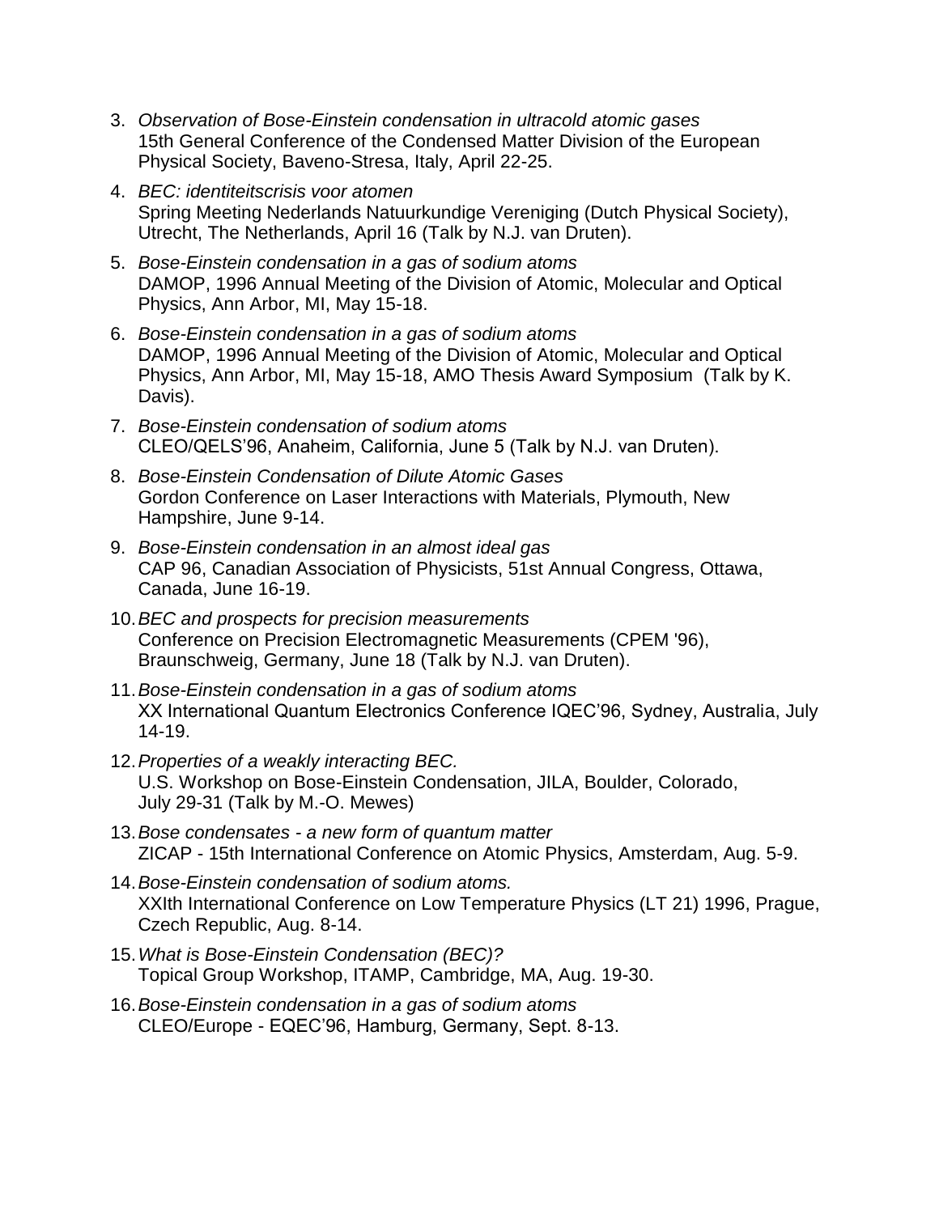3. *Observation of Bose-Einstein condensation in ultracold atomic gases*
   15th General Conference of the Condensed Matter Division of the European Physical Society, Baveno-Stresa, Italy, April 22-25.

4. *BEC: identiteitscrisis voor atomen*
   Spring Meeting Nederlands Natuurkundige Vereniging (Dutch Physical Society), Utrecht, The Netherlands, April 16 (Talk by N.J. van Druten).

5. *Bose-Einstein condensation in a gas of sodium atoms*
   DAMOP, 1996 Annual Meeting of the Division of Atomic, Molecular and Optical Physics, Ann Arbor, MI, May 15-18.

6. *Bose-Einstein condensation in a gas of sodium atoms*
   DAMOP, 1996 Annual Meeting of the Division of Atomic, Molecular and Optical Physics, Ann Arbor, MI, May 15-18, AMO Thesis Award Symposium (Talk by K. Davis).

7. *Bose-Einstein condensation of sodium atoms*
   CLEO/QELS'96, Anaheim, California, June 5 (Talk by N.J. van Druten).

8. *Bose-Einstein Condensation of Dilute Atomic Gases*
   Gordon Conference on Laser Interactions with Materials, Plymouth, New Hampshire, June 9-14.

9. *Bose-Einstein condensation in an almost ideal gas*
   CAP 96, Canadian Association of Physicists, 51st Annual Congress, Ottawa, Canada, June 16-19.

10. *BEC and prospects for precision measurements*
    Conference on Precision Electromagnetic Measurements (CPEM '96), Braunschweig, Germany, June 18 (Talk by N.J. van Druten).

11. *Bose-Einstein condensation in a gas of sodium atoms*
    XX International Quantum Electronics Conference IQEC'96, Sydney, Australia, July 14-19.

12. *Properties of a weakly interacting BEC.*
    U.S. Workshop on Bose-Einstein Condensation, JILA, Boulder, Colorado, July 29-31 (Talk by M.-O. Mewes)

13. *Bose condensates - a new form of quantum matter*
    ZICAP - 15th International Conference on Atomic Physics, Amsterdam, Aug. 5-9.

14. *Bose-Einstein condensation of sodium atoms.*
    XXIth International Conference on Low Temperature Physics (LT 21) 1996, Prague, Czech Republic, Aug. 8-14.

15. *What is Bose-Einstein Condensation (BEC)?*
    Topical Group Workshop, ITAMP, Cambridge, MA, Aug. 19-30.

16. *Bose-Einstein condensation in a gas of sodium atoms*
    CLEO/Europe - EQEC'96, Hamburg, Germany, Sept. 8-13.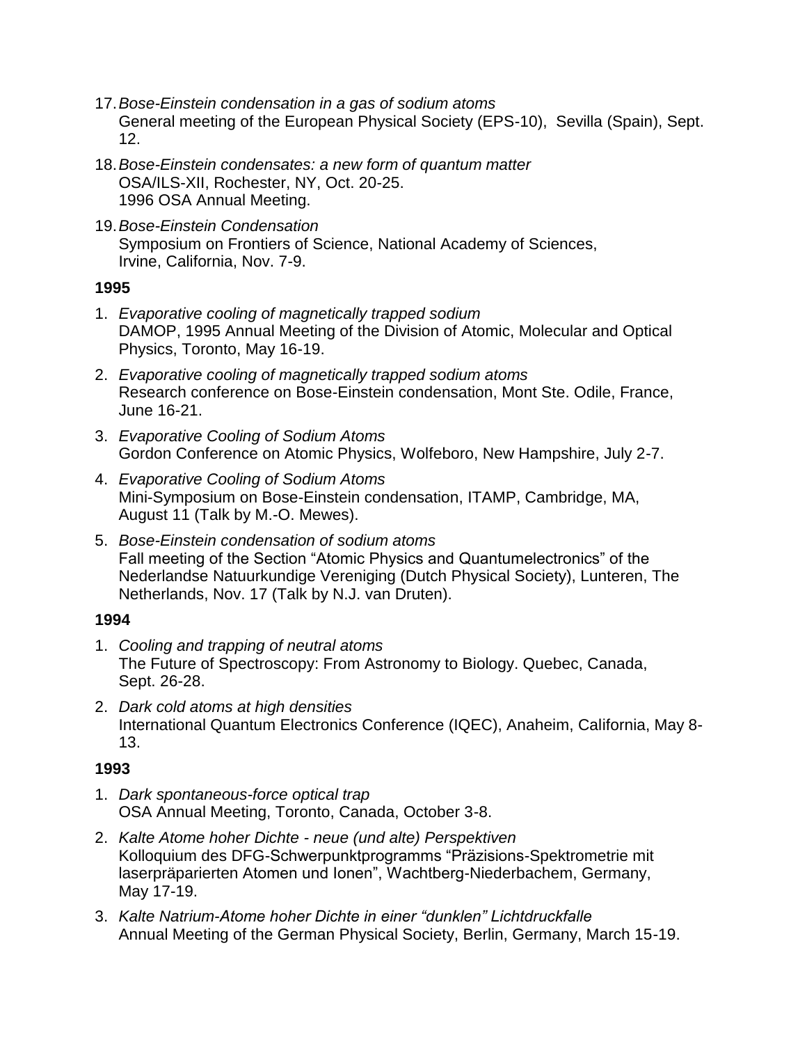17. *Bose-Einstein condensation in a gas of sodium atoms*
    General meeting of the European Physical Society (EPS-10), Sevilla (Spain), Sept. 12.

18. *Bose-Einstein condensates: a new form of quantum matter*
    OSA/ILS-XII, Rochester, NY, Oct. 20-25.
    1996 OSA Annual Meeting.

19. *Bose-Einstein Condensation*
    Symposium on Frontiers of Science, National Academy of Sciences, Irvine, California, Nov. 7-9.

**1995**

1. *Evaporative cooling of magnetically trapped sodium*
   DAMOP, 1995 Annual Meeting of the Division of Atomic, Molecular and Optical Physics, Toronto, May 16-19.

2. *Evaporative cooling of magnetically trapped sodium atoms*
   Research conference on Bose-Einstein condensation, Mont Ste. Odile, France, June 16-21.

3. *Evaporative Cooling of Sodium Atoms*
   Gordon Conference on Atomic Physics, Wolfeboro, New Hampshire, July 2-7.

4. *Evaporative Cooling of Sodium Atoms*
   Mini-Symposium on Bose-Einstein condensation, ITAMP, Cambridge, MA, August 11 (Talk by M.-O. Mewes).

5. *Bose-Einstein condensation of sodium atoms*
   Fall meeting of the Section "Atomic Physics and Quantumelectronics" of the Nederlandse Natuurkundige Vereniging (Dutch Physical Society), Lunteren, The Netherlands, Nov. 17 (Talk by N.J. van Druten).

**1994**

1. *Cooling and trapping of neutral atoms*
   The Future of Spectroscopy: From Astronomy to Biology. Quebec, Canada, Sept. 26-28.

2. *Dark cold atoms at high densities*
   International Quantum Electronics Conference (IQEC), Anaheim, California, May 8-13.

**1993**

1. *Dark spontaneous-force optical trap*
   OSA Annual Meeting, Toronto, Canada, October 3-8.

2. *Kalte Atome hoher Dichte - neue (und alte) Perspektiven*
   Kolloquium des DFG-Schwerpunktprogramms "Präzisions-Spektrometrie mit laserpräparierten Atomen und Ionen", Wachtberg-Niederbachem, Germany, May 17-19.

3. *Kalte Natrium-Atome hoher Dichte in einer "dunklen" Lichtdruckfalle*
   Annual Meeting of the German Physical Society, Berlin, Germany, March 15-19.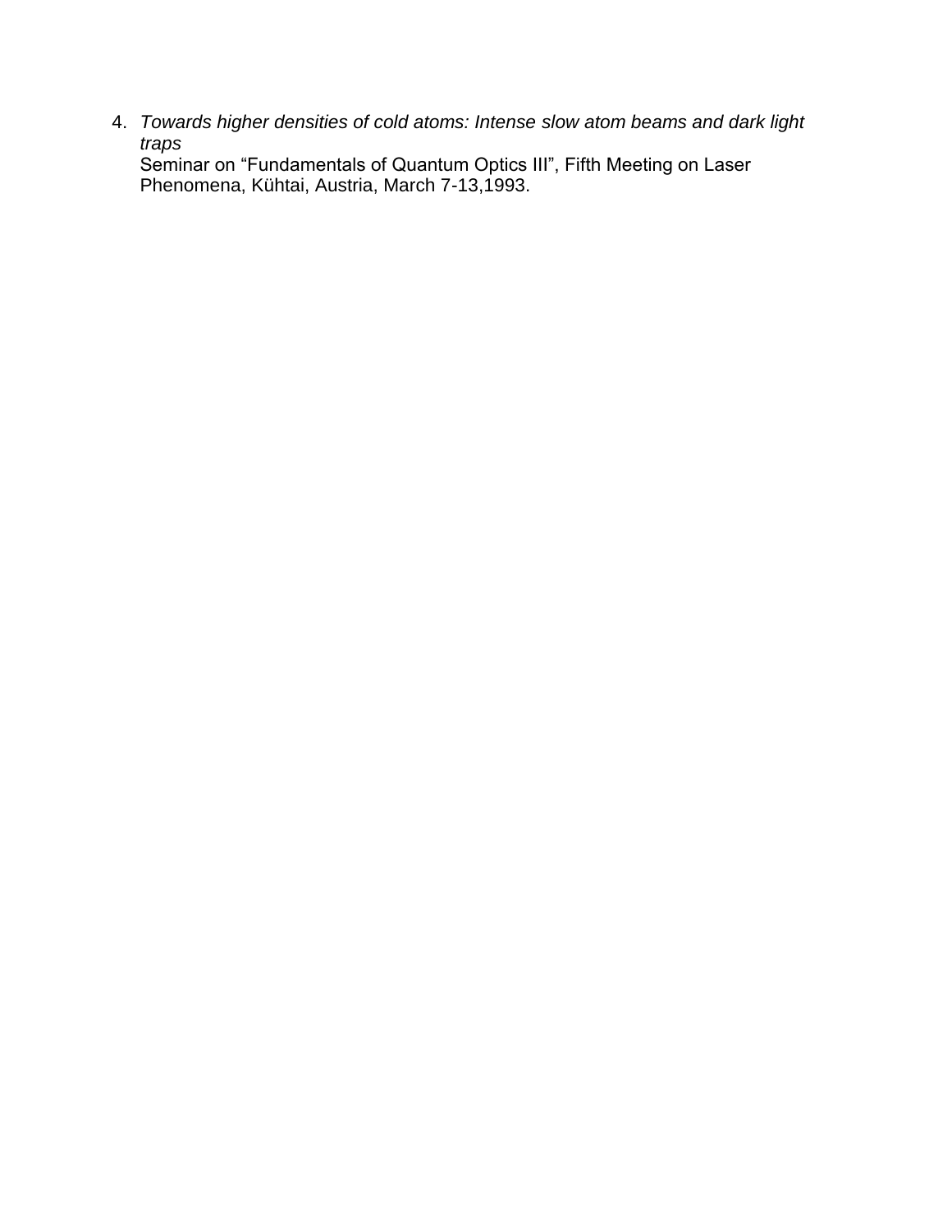4. *Towards higher densities of cold atoms: Intense slow atom beams and dark light traps*
   Seminar on “Fundamentals of Quantum Optics III”, Fifth Meeting on Laser Phenomena, Kühtai, Austria, March 7-13,1993.